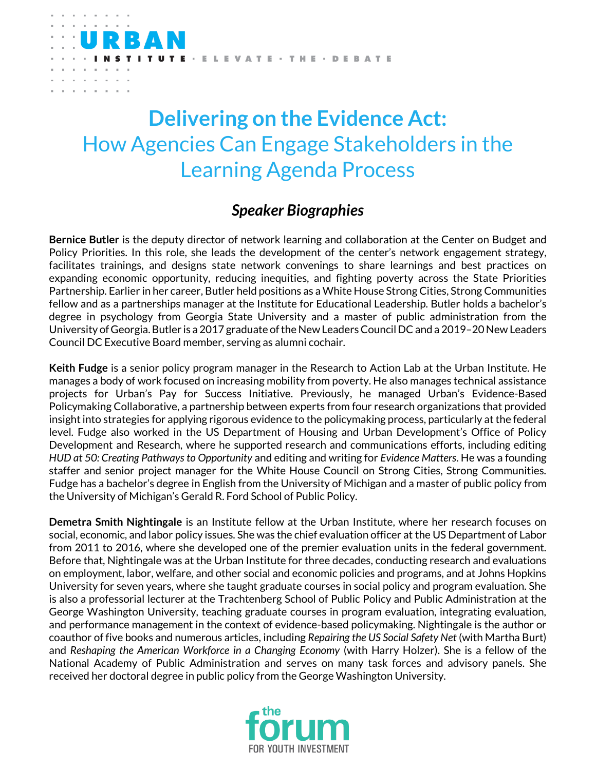# Delivering on the Evidence Act:
## How Agencies Can Engage Stakeholders in the Learning Agenda Process

### *Speaker Biographies*

**Bernice Butler** is the deputy director of network learning and collaboration at the Center on Budget and Policy Priorities. In this role, she leads the development of the center's network engagement strategy, facilitates trainings, and designs state network convenings to share learnings and best practices on expanding economic opportunity, reducing inequities, and fighting poverty across the State Priorities Partnership. Earlier in her career, Butler held positions as a White House Strong Cities, Strong Communities fellow and as a partnerships manager at the Institute for Educational Leadership. Butler holds a bachelor's degree in psychology from Georgia State University and a master of public administration from the University of Georgia. Butler is a 2017 graduate of the New Leaders Council DC and a 2019–20 New Leaders Council DC Executive Board member, serving as alumni cochair.

**Keith Fudge** is a senior policy program manager in the Research to Action Lab at the Urban Institute. He manages a body of work focused on increasing mobility from poverty. He also manages technical assistance projects for Urban's Pay for Success Initiative. Previously, he managed Urban's Evidence-Based Policymaking Collaborative, a partnership between experts from four research organizations that provided insight into strategies for applying rigorous evidence to the policymaking process, particularly at the federal level. Fudge also worked in the US Department of Housing and Urban Development's Office of Policy Development and Research, where he supported research and communications efforts, including editing *HUD at 50: Creating Pathways to Opportunity* and editing and writing for *Evidence Matters*. He was a founding staffer and senior project manager for the White House Council on Strong Cities, Strong Communities. Fudge has a bachelor's degree in English from the University of Michigan and a master of public policy from the University of Michigan's Gerald R. Ford School of Public Policy.

**Demetra Smith Nightingale** is an Institute fellow at the Urban Institute, where her research focuses on social, economic, and labor policy issues. She was the chief evaluation officer at the US Department of Labor from 2011 to 2016, where she developed one of the premier evaluation units in the federal government. Before that, Nightingale was at the Urban Institute for three decades, conducting research and evaluations on employment, labor, welfare, and other social and economic policies and programs, and at Johns Hopkins University for seven years, where she taught graduate courses in social policy and program evaluation. She is also a professorial lecturer at the Trachtenberg School of Public Policy and Public Administration at the George Washington University, teaching graduate courses in program evaluation, integrating evaluation, and performance management in the context of evidence-based policymaking. Nightingale is the author or coauthor of five books and numerous articles, including *Repairing the US Social Safety Net* (with Martha Burt) and *Reshaping the American Workforce in a Changing Economy* (with Harry Holzer). She is a fellow of the National Academy of Public Administration and serves on many task forces and advisory panels. She received her doctoral degree in public policy from the George Washington University.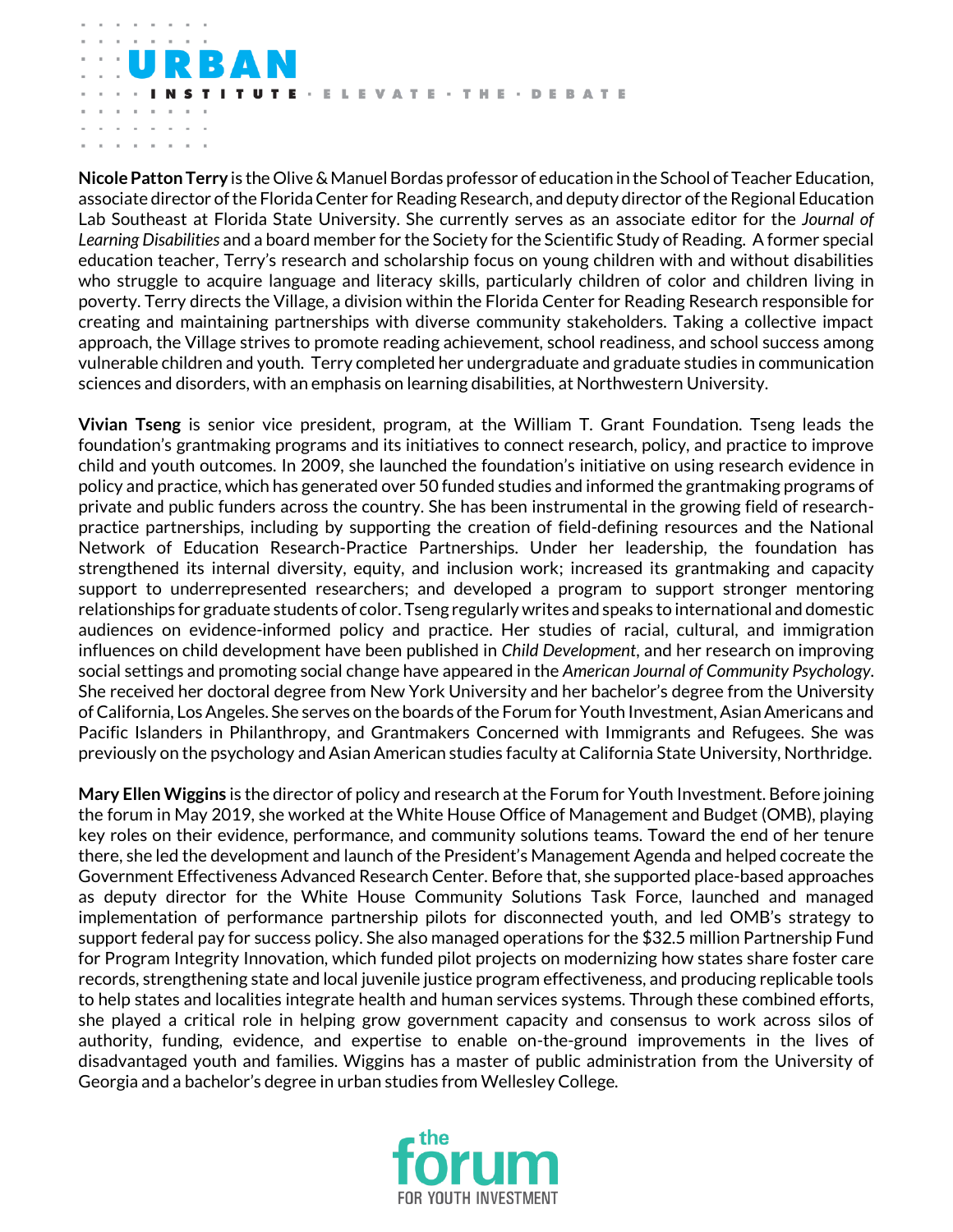**Nicole Patton Terry** is the Olive & Manuel Bordas professor of education in the School of Teacher Education, associate director of the Florida Center for Reading Research, and deputy director of the Regional Education Lab Southeast at Florida State University. She currently serves as an associate editor for the *Journal of Learning Disabilities* and a board member for the Society for the Scientific Study of Reading. A former special education teacher, Terry's research and scholarship focus on young children with and without disabilities who struggle to acquire language and literacy skills, particularly children of color and children living in poverty. Terry directs the Village, a division within the Florida Center for Reading Research responsible for creating and maintaining partnerships with diverse community stakeholders. Taking a collective impact approach, the Village strives to promote reading achievement, school readiness, and school success among vulnerable children and youth. Terry completed her undergraduate and graduate studies in communication sciences and disorders, with an emphasis on learning disabilities, at Northwestern University.

**Vivian Tseng** is senior vice president, program, at the William T. Grant Foundation. Tseng leads the foundation's grantmaking programs and its initiatives to connect research, policy, and practice to improve child and youth outcomes. In 2009, she launched the foundation's initiative on using research evidence in policy and practice, which has generated over 50 funded studies and informed the grantmaking programs of private and public funders across the country. She has been instrumental in the growing field of research-practice partnerships, including by supporting the creation of field-defining resources and the National Network of Education Research-Practice Partnerships. Under her leadership, the foundation has strengthened its internal diversity, equity, and inclusion work; increased its grantmaking and capacity support to underrepresented researchers; and developed a program to support stronger mentoring relationships for graduate students of color. Tseng regularly writes and speaks to international and domestic audiences on evidence-informed policy and practice. Her studies of racial, cultural, and immigration influences on child development have been published in *Child Development*, and her research on improving social settings and promoting social change have appeared in the *American Journal of Community Psychology*. She received her doctoral degree from New York University and her bachelor's degree from the University of California, Los Angeles. She serves on the boards of the Forum for Youth Investment, Asian Americans and Pacific Islanders in Philanthropy, and Grantmakers Concerned with Immigrants and Refugees. She was previously on the psychology and Asian American studies faculty at California State University, Northridge.

**Mary Ellen Wiggins** is the director of policy and research at the Forum for Youth Investment. Before joining the forum in May 2019, she worked at the White House Office of Management and Budget (OMB), playing key roles on their evidence, performance, and community solutions teams. Toward the end of her tenure there, she led the development and launch of the President's Management Agenda and helped cocreate the Government Effectiveness Advanced Research Center. Before that, she supported place-based approaches as deputy director for the White House Community Solutions Task Force, launched and managed implementation of performance partnership pilots for disconnected youth, and led OMB's strategy to support federal pay for success policy. She also managed operations for the $32.5 million Partnership Fund for Program Integrity Innovation, which funded pilot projects on modernizing how states share foster care records, strengthening state and local juvenile justice program effectiveness, and producing replicable tools to help states and localities integrate health and human services systems. Through these combined efforts, she played a critical role in helping grow government capacity and consensus to work across silos of authority, funding, evidence, and expertise to enable on-the-ground improvements in the lives of disadvantaged youth and families. Wiggins has a master of public administration from the University of Georgia and a bachelor's degree in urban studies from Wellesley College.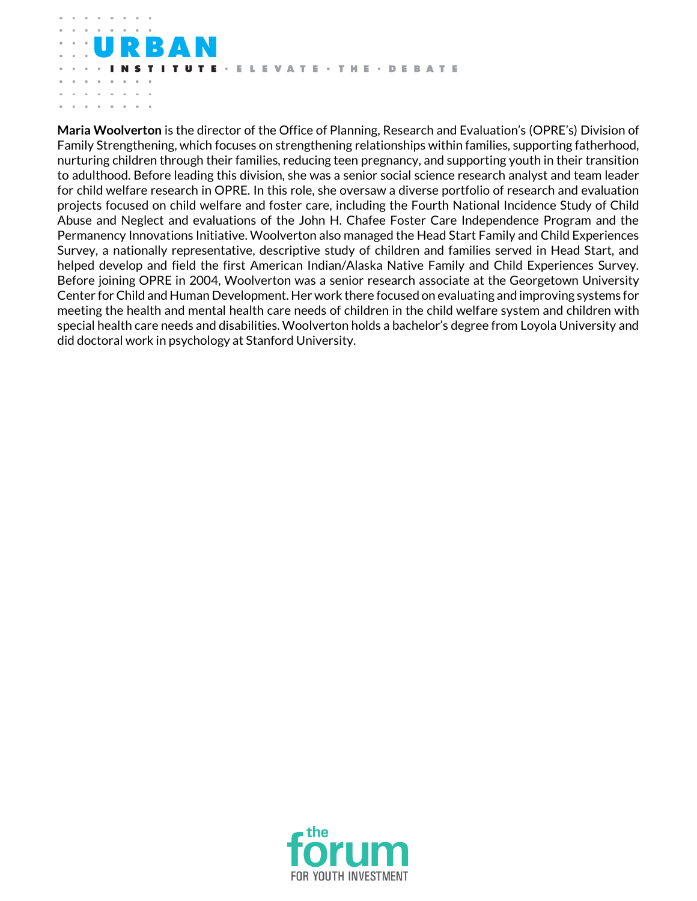**Maria Woolverton** is the director of the Office of Planning, Research and Evaluation's (OPRE's) Division of Family Strengthening, which focuses on strengthening relationships within families, supporting fatherhood, nurturing children through their families, reducing teen pregnancy, and supporting youth in their transition to adulthood. Before leading this division, she was a senior social science research analyst and team leader for child welfare research in OPRE. In this role, she oversaw a diverse portfolio of research and evaluation projects focused on child welfare and foster care, including the Fourth National Incidence Study of Child Abuse and Neglect and evaluations of the John H. Chafee Foster Care Independence Program and the Permanency Innovations Initiative. Woolverton also managed the Head Start Family and Child Experiences Survey, a nationally representative, descriptive study of children and families served in Head Start, and helped develop and field the first American Indian/Alaska Native Family and Child Experiences Survey. Before joining OPRE in 2004, Woolverton was a senior research associate at the Georgetown University Center for Child and Human Development. Her work there focused on evaluating and improving systems for meeting the health and mental health care needs of children in the child welfare system and children with special health care needs and disabilities. Woolverton holds a bachelor's degree from Loyola University and did doctoral work in psychology at Stanford University.